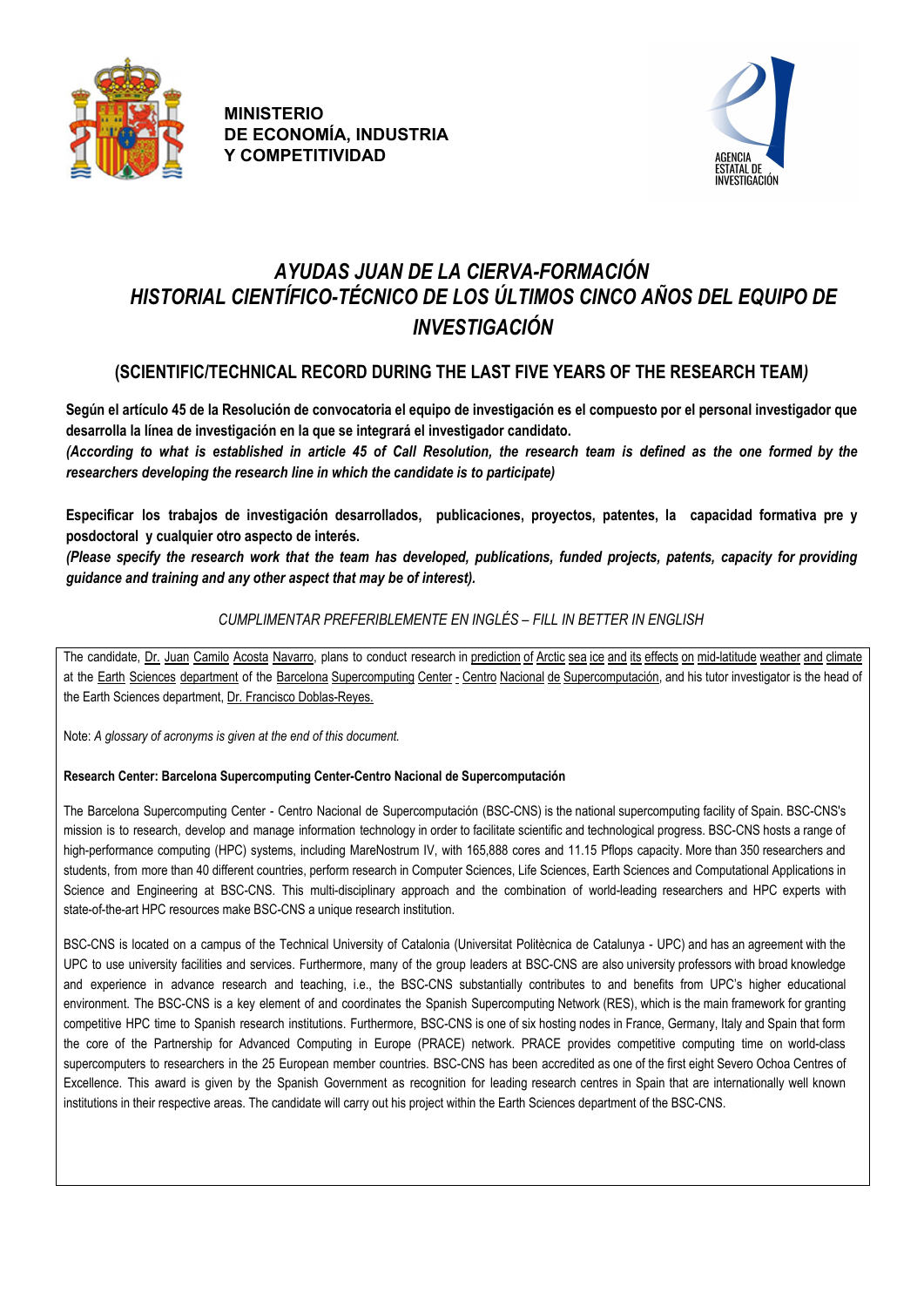MINISTERIO
DE ECONOMÍA, INDUSTRIA
Y COMPETITIVIDAD

AGENCIA ESTATAL DE INVESTIGACIÓN

# *AYUDAS JUAN DE LA CIERVA-FORMACIÓN*
# *HISTORIAL CIENTÍFICO-TÉCNICO DE LOS ÚLTIMOS CINCO AÑOS DEL EQUIPO DE INVESTIGACIÓN*

## (SCIENTIFIC/TECHNICAL RECORD DURING THE LAST FIVE YEARS OF THE RESEARCH TEAM*)*

**Según el artículo 45 de la Resolución de convocatoria el equipo de investigación es el compuesto por el personal investigador que desarrolla la línea de investigación en la que se integrará el investigador candidato.**
***(According to what is established in article 45 of Call Resolution, the research team is defined as the one formed by the researchers developing the research line in which the candidate is to participate)***

**Especificar los trabajos de investigación desarrollados, publicaciones, proyectos, patentes, la capacidad formativa pre y posdoctoral y cualquier otro aspecto de interés.**
***(Please specify the research work that the team has developed, publications, funded projects, patents, capacity for providing guidance and training and any other aspect that may be of interest).***

*CUMPLIMENTAR PREFERIBLEMENTE EN INGLÉS – FILL IN BETTER IN ENGLISH*

The candidate, Dr. Juan Camilo Acosta Navarro, plans to conduct research in prediction of Arctic sea ice and its effects on mid-latitude weather and climate at the Earth Sciences department of the Barcelona Supercomputing Center - Centro Nacional de Supercomputación, and his tutor investigator is the head of the Earth Sciences department, Dr. Francisco Doblas-Reyes.

Note: *A glossary of acronyms is given at the end of this document.*

**Research Center: Barcelona Supercomputing Center-Centro Nacional de Supercomputación**

The Barcelona Supercomputing Center - Centro Nacional de Supercomputación (BSC-CNS) is the national supercomputing facility of Spain. BSC-CNS's mission is to research, develop and manage information technology in order to facilitate scientific and technological progress. BSC-CNS hosts a range of high-performance computing (HPC) systems, including MareNostrum IV, with 165,888 cores and 11.15 Pflops capacity. More than 350 researchers and students, from more than 40 different countries, perform research in Computer Sciences, Life Sciences, Earth Sciences and Computational Applications in Science and Engineering at BSC-CNS. This multi-disciplinary approach and the combination of world-leading researchers and HPC experts with state-of-the-art HPC resources make BSC-CNS a unique research institution.

BSC-CNS is located on a campus of the Technical University of Catalonia (Universitat Politècnica de Catalunya - UPC) and has an agreement with the UPC to use university facilities and services. Furthermore, many of the group leaders at BSC-CNS are also university professors with broad knowledge and experience in advance research and teaching, i.e., the BSC-CNS substantially contributes to and benefits from UPC's higher educational environment. The BSC-CNS is a key element of and coordinates the Spanish Supercomputing Network (RES), which is the main framework for granting competitive HPC time to Spanish research institutions. Furthermore, BSC-CNS is one of six hosting nodes in France, Germany, Italy and Spain that form the core of the Partnership for Advanced Computing in Europe (PRACE) network. PRACE provides competitive computing time on world-class supercomputers to researchers in the 25 European member countries. BSC-CNS has been accredited as one of the first eight Severo Ochoa Centres of Excellence. This award is given by the Spanish Government as recognition for leading research centres in Spain that are internationally well known institutions in their respective areas. The candidate will carry out his project within the Earth Sciences department of the BSC-CNS.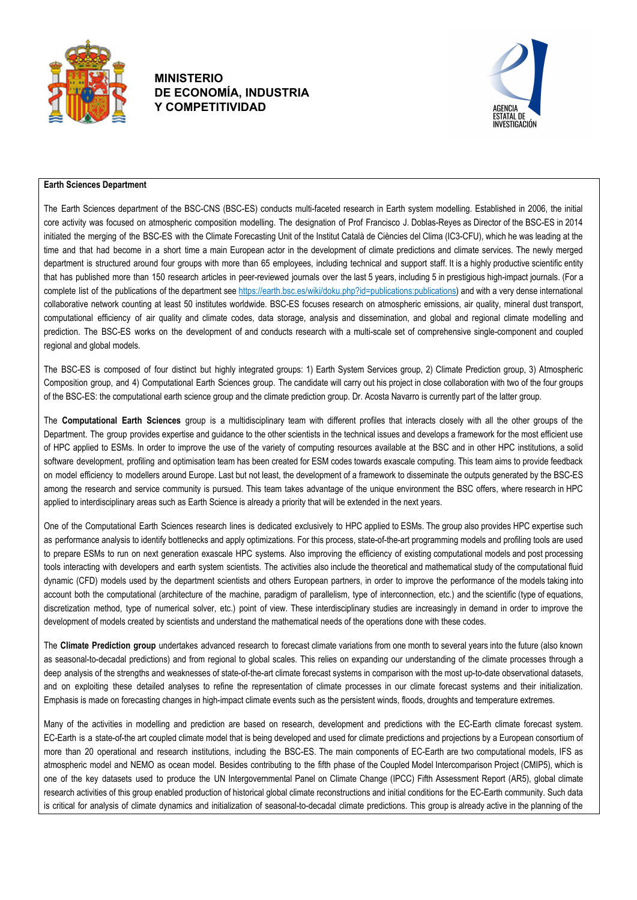**Earth Sciences Department**

The Earth Sciences department of the BSC-CNS (BSC-ES) conducts multi-faceted research in Earth system modelling. Established in 2006, the initial core activity was focused on atmospheric composition modelling. The designation of Prof Francisco J. Doblas-Reyes as Director of the BSC-ES in 2014 initiated the merging of the BSC-ES with the Climate Forecasting Unit of the Institut Català de Ciències del Clima (IC3-CFU), which he was leading at the time and that had become in a short time a main European actor in the development of climate predictions and climate services. The newly merged department is structured around four groups with more than 65 employees, including technical and support staff. It is a highly productive scientific entity that has published more than 150 research articles in peer-reviewed journals over the last 5 years, including 5 in prestigious high-impact journals. (For a complete list of the publications of the department see https://earth.bsc.es/wiki/doku.php?id=publications:publications) and with a very dense international collaborative network counting at least 50 institutes worldwide. BSC-ES focuses research on atmospheric emissions, air quality, mineral dust transport, computational efficiency of air quality and climate codes, data storage, analysis and dissemination, and global and regional climate modelling and prediction. The BSC-ES works on the development of and conducts research with a multi-scale set of comprehensive single-component and coupled regional and global models.

The BSC-ES is composed of four distinct but highly integrated groups: 1) Earth System Services group, 2) Climate Prediction group, 3) Atmospheric Composition group, and 4) Computational Earth Sciences group. The candidate will carry out his project in close collaboration with two of the four groups of the BSC-ES: the computational earth science group and the climate prediction group. Dr. Acosta Navarro is currently part of the latter group.

The **Computational Earth Sciences** group is a multidisciplinary team with different profiles that interacts closely with all the other groups of the Department. The group provides expertise and guidance to the other scientists in the technical issues and develops a framework for the most efficient use of HPC applied to ESMs. In order to improve the use of the variety of computing resources available at the BSC and in other HPC institutions, a solid software development, profiling and optimisation team has been created for ESM codes towards exascale computing. This team aims to provide feedback on model efficiency to modellers around Europe. Last but not least, the development of a framework to disseminate the outputs generated by the BSC-ES among the research and service community is pursued. This team takes advantage of the unique environment the BSC offers, where research in HPC applied to interdisciplinary areas such as Earth Science is already a priority that will be extended in the next years.

One of the Computational Earth Sciences research lines is dedicated exclusively to HPC applied to ESMs. The group also provides HPC expertise such as performance analysis to identify bottlenecks and apply optimizations. For this process, state-of-the-art programming models and profiling tools are used to prepare ESMs to run on next generation exascale HPC systems. Also improving the efficiency of existing computational models and post processing tools interacting with developers and earth system scientists. The activities also include the theoretical and mathematical study of the computational fluid dynamic (CFD) models used by the department scientists and others European partners, in order to improve the performance of the models taking into account both the computational (architecture of the machine, paradigm of parallelism, type of interconnection, etc.) and the scientific (type of equations, discretization method, type of numerical solver, etc.) point of view. These interdisciplinary studies are increasingly in demand in order to improve the development of models created by scientists and understand the mathematical needs of the operations done with these codes.

The **Climate Prediction group** undertakes advanced research to forecast climate variations from one month to several years into the future (also known as seasonal-to-decadal predictions) and from regional to global scales. This relies on expanding our understanding of the climate processes through a deep analysis of the strengths and weaknesses of state-of-the-art climate forecast systems in comparison with the most up-to-date observational datasets, and on exploiting these detailed analyses to refine the representation of climate processes in our climate forecast systems and their initialization. Emphasis is made on forecasting changes in high-impact climate events such as the persistent winds, floods, droughts and temperature extremes.

Many of the activities in modelling and prediction are based on research, development and predictions with the EC-Earth climate forecast system. EC-Earth is a state-of-the art coupled climate model that is being developed and used for climate predictions and projections by a European consortium of more than 20 operational and research institutions, including the BSC-ES. The main components of EC-Earth are two computational models, IFS as atmospheric model and NEMO as ocean model. Besides contributing to the fifth phase of the Coupled Model Intercomparison Project (CMIP5), which is one of the key datasets used to produce the UN Intergovernmental Panel on Climate Change (IPCC) Fifth Assessment Report (AR5), global climate research activities of this group enabled production of historical global climate reconstructions and initial conditions for the EC-Earth community. Such data is critical for analysis of climate dynamics and initialization of seasonal-to-decadal climate predictions. This group is already active in the planning of the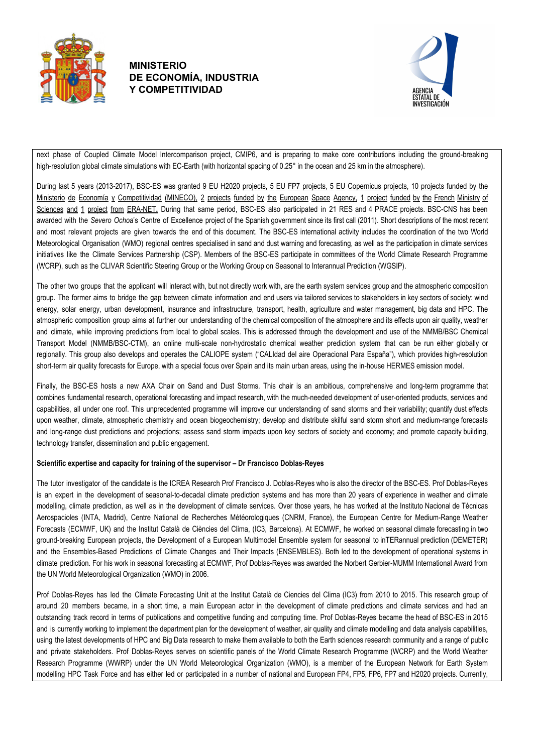next phase of Coupled Climate Model Intercomparison project, CMIP6, and is preparing to make core contributions including the ground-breaking high-resolution global climate simulations with EC-Earth (with horizontal spacing of 0.25° in the ocean and 25 km in the atmosphere).

During last 5 years (2013-2017), BSC-ES was granted 9 EU H2020 projects, 5 EU FP7 projects, 5 EU Copernicus projects, 10 projects funded by the Ministerio de Economía y Competitividad (MINECO), 2 projects funded by the European Space Agency, 1 project funded by the French Ministry of Sciences and 1 project from ERA-NET**.** During that same period, BSC-ES also participated in 21 RES and 4 PRACE projects. BSC-CNS has been awarded with the *Severo Ochoa*'s Centre of Excellence project of the Spanish government since its first call (2011). Short descriptions of the most recent and most relevant projects are given towards the end of this document. The BSC-ES international activity includes the coordination of the two World Meteorological Organisation (WMO) regional centres specialised in sand and dust warning and forecasting, as well as the participation in climate services initiatives like the Climate Services Partnership (CSP). Members of the BSC-ES participate in committees of the World Climate Research Programme (WCRP), such as the CLIVAR Scientific Steering Group or the Working Group on Seasonal to Interannual Prediction (WGSIP).

The other two groups that the applicant will interact with, but not directly work with, are the earth system services group and the atmospheric composition group. The former aims to bridge the gap between climate information and end users via tailored services to stakeholders in key sectors of society: wind energy, solar energy, urban development, insurance and infrastructure, transport, health, agriculture and water management, big data and HPC. The atmospheric composition group aims at further our understanding of the chemical composition of the atmosphere and its effects upon air quality, weather and climate, while improving predictions from local to global scales. This is addressed through the development and use of the NMMB/BSC Chemical Transport Model (NMMB/BSC-CTM), an online multi-scale non-hydrostatic chemical weather prediction system that can be run either globally or regionally. This group also develops and operates the CALIOPE system ("CALIdad del aire Operacional Para España"), which provides high-resolution short-term air quality forecasts for Europe, with a special focus over Spain and its main urban areas, using the in-house HERMES emission model.

Finally, the BSC-ES hosts a new AXA Chair on Sand and Dust Storms. This chair is an ambitious, comprehensive and long-term programme that combines fundamental research, operational forecasting and impact research, with the much-needed development of user-oriented products, services and capabilities, all under one roof. This unprecedented programme will improve our understanding of sand storms and their variability; quantify dust effects upon weather, climate, atmospheric chemistry and ocean biogeochemistry; develop and distribute skilful sand storm short and medium-range forecasts and long-range dust predictions and projections; assess sand storm impacts upon key sectors of society and economy; and promote capacity building, technology transfer, dissemination and public engagement.

**Scientific expertise and capacity for training of the supervisor – Dr Francisco Doblas-Reyes**

The tutor investigator of the candidate is the ICREA Research Prof Francisco J. Doblas-Reyes who is also the director of the BSC-ES. Prof Doblas-Reyes is an expert in the development of seasonal-to-decadal climate prediction systems and has more than 20 years of experience in weather and climate modelling, climate prediction, as well as in the development of climate services. Over those years, he has worked at the Instituto Nacional de Técnicas Aerospacioles (INTA, Madrid), Centre National de Recherches Météorologiques (CNRM, France), the European Centre for Medium-Range Weather Forecasts (ECMWF, UK) and the Institut Català de Ciències del Clima, (IC3, Barcelona). At ECMWF, he worked on seasonal climate forecasting in two ground-breaking European projects, the Development of a European Multimodel Ensemble system for seasonal to inTERannual prediction (DEMETER) and the Ensembles-Based Predictions of Climate Changes and Their Impacts (ENSEMBLES). Both led to the development of operational systems in climate prediction. For his work in seasonal forecasting at ECMWF, Prof Doblas-Reyes was awarded the Norbert Gerbier-MUMM International Award from the UN World Meteorological Organization (WMO) in 2006.

Prof Doblas-Reyes has led the Climate Forecasting Unit at the Institut Català de Ciencies del Clima (IC3) from 2010 to 2015. This research group of around 20 members became, in a short time, a main European actor in the development of climate predictions and climate services and had an outstanding track record in terms of publications and competitive funding and computing time. Prof Doblas-Reyes became the head of BSC-ES in 2015 and is currently working to implement the department plan for the development of weather, air quality and climate modelling and data analysis capabilities, using the latest developments of HPC and Big Data research to make them available to both the Earth sciences research community and a range of public and private stakeholders. Prof Doblas-Reyes serves on scientific panels of the World Climate Research Programme (WCRP) and the World Weather Research Programme (WWRP) under the UN World Meteorological Organization (WMO), is a member of the European Network for Earth System modelling HPC Task Force and has either led or participated in a number of national and European FP4, FP5, FP6, FP7 and H2020 projects. Currently,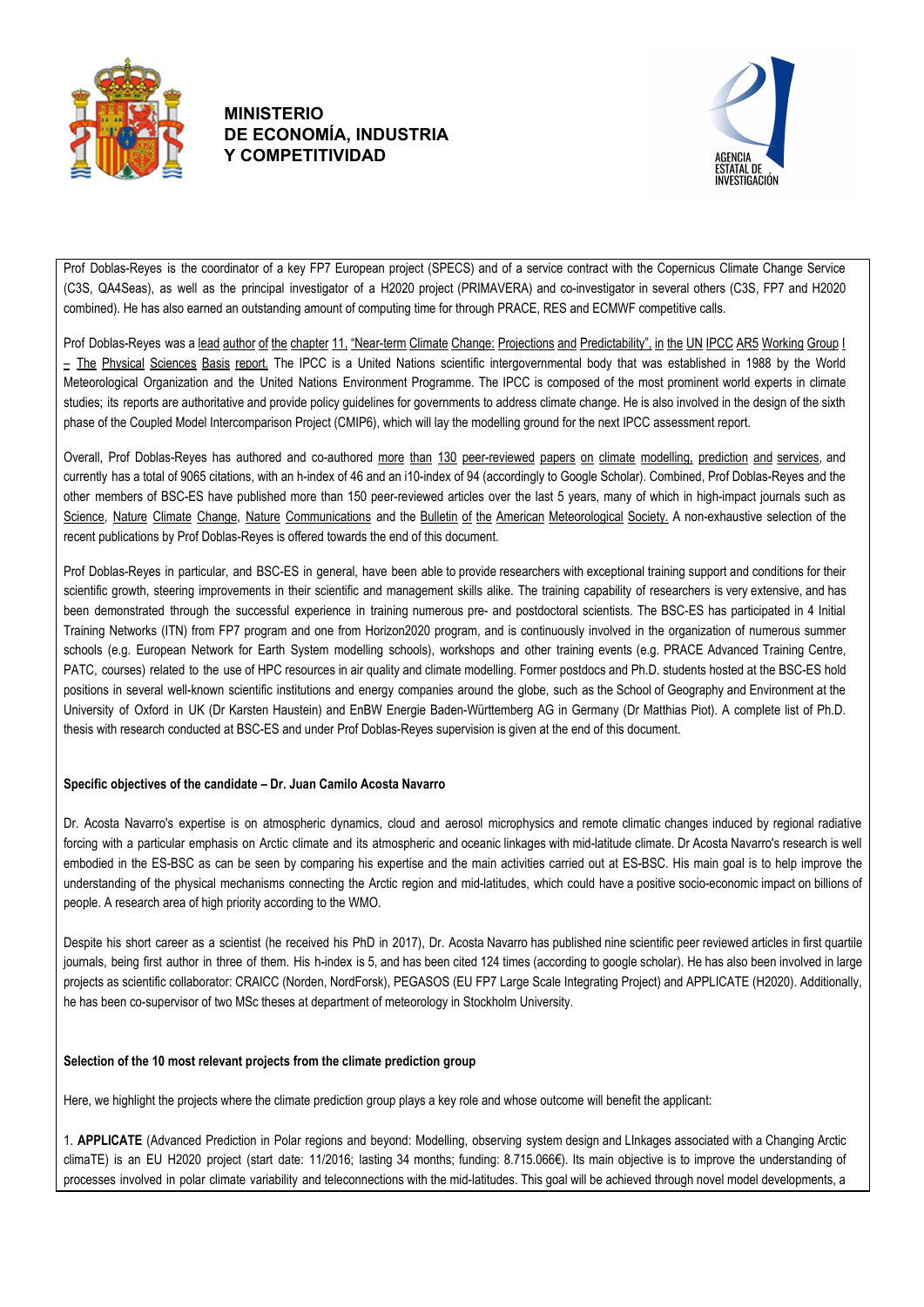Prof Doblas-Reyes is the coordinator of a key FP7 European project (SPECS) and of a service contract with the Copernicus Climate Change Service (C3S, QA4Seas), as well as the principal investigator of a H2020 project (PRIMAVERA) and co-investigator in several others (C3S, FP7 and H2020 combined). He has also earned an outstanding amount of computing time for through PRACE, RES and ECMWF competitive calls.

Prof Doblas-Reyes was a lead author of the chapter 11, "Near-term Climate Change: Projections and Predictability", in the UN IPCC AR5 Working Group I – The Physical Sciences Basis report. The IPCC is a United Nations scientific intergovernmental body that was established in 1988 by the World Meteorological Organization and the United Nations Environment Programme. The IPCC is composed of the most prominent world experts in climate studies; its reports are authoritative and provide policy guidelines for governments to address climate change. He is also involved in the design of the sixth phase of the Coupled Model Intercomparison Project (CMIP6), which will lay the modelling ground for the next IPCC assessment report.

Overall, Prof Doblas-Reyes has authored and co-authored more than 130 peer-reviewed papers on climate modelling, prediction and services, and currently has a total of 9065 citations, with an h-index of 46 and an i10-index of 94 (accordingly to Google Scholar). Combined, Prof Doblas-Reyes and the other members of BSC-ES have published more than 150 peer-reviewed articles over the last 5 years, many of which in high-impact journals such as Science, Nature Climate Change, Nature Communications and the Bulletin of the American Meteorological Society. A non-exhaustive selection of the recent publications by Prof Doblas-Reyes is offered towards the end of this document.

Prof Doblas-Reyes in particular, and BSC-ES in general, have been able to provide researchers with exceptional training support and conditions for their scientific growth, steering improvements in their scientific and management skills alike. The training capability of researchers is very extensive, and has been demonstrated through the successful experience in training numerous pre- and postdoctoral scientists. The BSC-ES has participated in 4 Initial Training Networks (ITN) from FP7 program and one from Horizon2020 program, and is continuously involved in the organization of numerous summer schools (e.g. European Network for Earth System modelling schools), workshops and other training events (e.g. PRACE Advanced Training Centre, PATC, courses) related to the use of HPC resources in air quality and climate modelling. Former postdocs and Ph.D. students hosted at the BSC-ES hold positions in several well-known scientific institutions and energy companies around the globe, such as the School of Geography and Environment at the University of Oxford in UK (Dr Karsten Haustein) and EnBW Energie Baden-Württemberg AG in Germany (Dr Matthias Piot). A complete list of Ph.D. thesis with research conducted at BSC-ES and under Prof Doblas-Reyes supervision is given at the end of this document.

**Specific objectives of the candidate – Dr. Juan Camilo Acosta Navarro**

Dr. Acosta Navarro's expertise is on atmospheric dynamics, cloud and aerosol microphysics and remote climatic changes induced by regional radiative forcing with a particular emphasis on Arctic climate and its atmospheric and oceanic linkages with mid-latitude climate. Dr Acosta Navarro's research is well embodied in the ES-BSC as can be seen by comparing his expertise and the main activities carried out at ES-BSC. His main goal is to help improve the understanding of the physical mechanisms connecting the Arctic region and mid-latitudes, which could have a positive socio-economic impact on billions of people. A research area of high priority according to the WMO.

Despite his short career as a scientist (he received his PhD in 2017), Dr. Acosta Navarro has published nine scientific peer reviewed articles in first quartile journals, being first author in three of them. His h-index is 5, and has been cited 124 times (according to google scholar). He has also been involved in large projects as scientific collaborator: CRAICC (Norden, NordForsk), PEGASOS (EU FP7 Large Scale Integrating Project) and APPLICATE (H2020). Additionally, he has been co-supervisor of two MSc theses at department of meteorology in Stockholm University.

**Selection of the 10 most relevant projects from the climate prediction group**

Here, we highlight the projects where the climate prediction group plays a key role and whose outcome will benefit the applicant:

1. **APPLICATE** (Advanced Prediction in Polar regions and beyond: Modelling, observing system design and LInkages associated with a Changing Arctic climaTE) is an EU H2020 project (start date: 11/2016; lasting 34 months; funding: 8.715.066€). Its main objective is to improve the understanding of processes involved in polar climate variability and teleconnections with the mid-latitudes. This goal will be achieved through novel model developments, a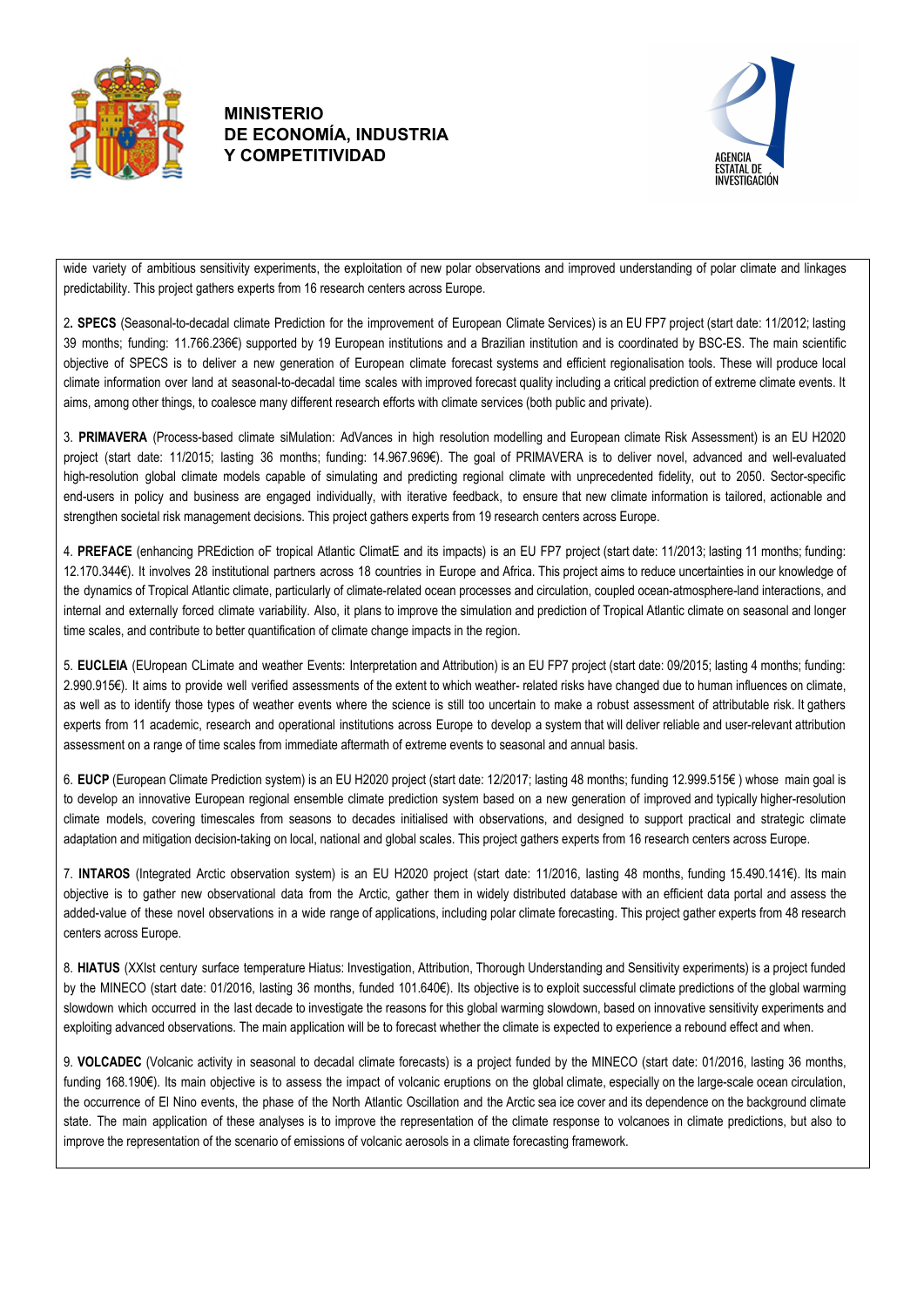wide variety of ambitious sensitivity experiments, the exploitation of new polar observations and improved understanding of polar climate and linkages predictability. This project gathers experts from 16 research centers across Europe.

2**. SPECS** (Seasonal-to-decadal climate Prediction for the improvement of European Climate Services) is an EU FP7 project (start date: 11/2012; lasting 39 months; funding: 11.766.236€) supported by 19 European institutions and a Brazilian institution and is coordinated by BSC-ES. The main scientific objective of SPECS is to deliver a new generation of European climate forecast systems and efficient regionalisation tools. These will produce local climate information over land at seasonal-to-decadal time scales with improved forecast quality including a critical prediction of extreme climate events. It aims, among other things, to coalesce many different research efforts with climate services (both public and private).

3. **PRIMAVERA** (Process-based climate siMulation: AdVances in high resolution modelling and European climate Risk Assessment) is an EU H2020 project (start date: 11/2015; lasting 36 months; funding: 14.967.969€). The goal of PRIMAVERA is to deliver novel, advanced and well-evaluated high-resolution global climate models capable of simulating and predicting regional climate with unprecedented fidelity, out to 2050. Sector-specific end-users in policy and business are engaged individually, with iterative feedback, to ensure that new climate information is tailored, actionable and strengthen societal risk management decisions. This project gathers experts from 19 research centers across Europe.

4. **PREFACE** (enhancing PREdiction oF tropical Atlantic ClimatE and its impacts) is an EU FP7 project (start date: 11/2013; lasting 11 months; funding: 12.170.344€). It involves 28 institutional partners across 18 countries in Europe and Africa. This project aims to reduce uncertainties in our knowledge of the dynamics of Tropical Atlantic climate, particularly of climate-related ocean processes and circulation, coupled ocean-atmosphere-land interactions, and internal and externally forced climate variability. Also, it plans to improve the simulation and prediction of Tropical Atlantic climate on seasonal and longer time scales, and contribute to better quantification of climate change impacts in the region.

5. **EUCLEIA** (EUropean CLimate and weather Events: Interpretation and Attribution) is an EU FP7 project (start date: 09/2015; lasting 4 months; funding: 2.990.915€). It aims to provide well verified assessments of the extent to which weather- related risks have changed due to human influences on climate, as well as to identify those types of weather events where the science is still too uncertain to make a robust assessment of attributable risk. It gathers experts from 11 academic, research and operational institutions across Europe to develop a system that will deliver reliable and user-relevant attribution assessment on a range of time scales from immediate aftermath of extreme events to seasonal and annual basis.

6. **EUCP** (European Climate Prediction system) is an EU H2020 project (start date: 12/2017; lasting 48 months; funding 12.999.515€ ) whose main goal is to develop an innovative European regional ensemble climate prediction system based on a new generation of improved and typically higher-resolution climate models, covering timescales from seasons to decades initialised with observations, and designed to support practical and strategic climate adaptation and mitigation decision-taking on local, national and global scales. This project gathers experts from 16 research centers across Europe.

7. **INTAROS** (Integrated Arctic observation system) is an EU H2020 project (start date: 11/2016, lasting 48 months, funding 15.490.141€). Its main objective is to gather new observational data from the Arctic, gather them in widely distributed database with an efficient data portal and assess the added-value of these novel observations in a wide range of applications, including polar climate forecasting. This project gather experts from 48 research centers across Europe.

8. **HIATUS** (XXIst century surface temperature Hiatus: Investigation, Attribution, Thorough Understanding and Sensitivity experiments) is a project funded by the MINECO (start date: 01/2016, lasting 36 months, funded 101.640€). Its objective is to exploit successful climate predictions of the global warming slowdown which occurred in the last decade to investigate the reasons for this global warming slowdown, based on innovative sensitivity experiments and exploiting advanced observations. The main application will be to forecast whether the climate is expected to experience a rebound effect and when.

9. **VOLCADEC** (Volcanic activity in seasonal to decadal climate forecasts) is a project funded by the MINECO (start date: 01/2016, lasting 36 months, funding 168.190€). Its main objective is to assess the impact of volcanic eruptions on the global climate, especially on the large-scale ocean circulation, the occurrence of El Nino events, the phase of the North Atlantic Oscillation and the Arctic sea ice cover and its dependence on the background climate state. The main application of these analyses is to improve the representation of the climate response to volcanoes in climate predictions, but also to improve the representation of the scenario of emissions of volcanic aerosols in a climate forecasting framework.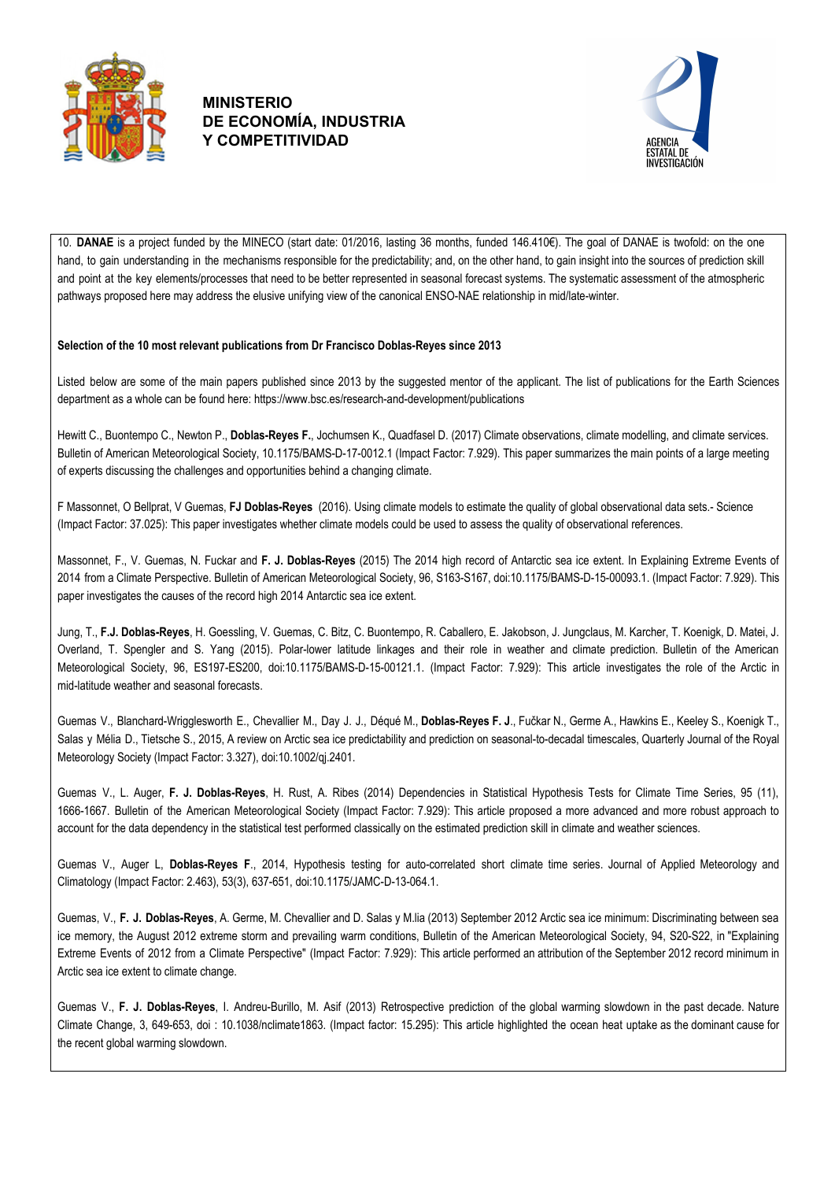10. **DANAE** is a project funded by the MINECO (start date: 01/2016, lasting 36 months, funded 146.410€). The goal of DANAE is twofold: on the one hand, to gain understanding in the mechanisms responsible for the predictability; and, on the other hand, to gain insight into the sources of prediction skill and point at the key elements/processes that need to be better represented in seasonal forecast systems. The systematic assessment of the atmospheric pathways proposed here may address the elusive unifying view of the canonical ENSO-NAE relationship in mid/late-winter.

**Selection of the 10 most relevant publications from Dr Francisco Doblas-Reyes since 2013**

Listed below are some of the main papers published since 2013 by the suggested mentor of the applicant. The list of publications for the Earth Sciences department as a whole can be found here: https://www.bsc.es/research-and-development/publications

Hewitt C., Buontempo C., Newton P., **Doblas-Reyes F.**, Jochumsen K., Quadfasel D. (2017) Climate observations, climate modelling, and climate services. Bulletin of American Meteorological Society, 10.1175/BAMS-D-17-0012.1 (Impact Factor: 7.929). This paper summarizes the main points of a large meeting of experts discussing the challenges and opportunities behind a changing climate.

F Massonnet, O Bellprat, V Guemas, **FJ Doblas-Reyes** (2016). Using climate models to estimate the quality of global observational data sets.- Science (Impact Factor: 37.025): This paper investigates whether climate models could be used to assess the quality of observational references.

Massonnet, F., V. Guemas, N. Fuckar and **F. J. Doblas-Reyes** (2015) The 2014 high record of Antarctic sea ice extent. In Explaining Extreme Events of 2014 from a Climate Perspective. Bulletin of American Meteorological Society, 96, S163-S167, doi:10.1175/BAMS-D-15-00093.1. (Impact Factor: 7.929). This paper investigates the causes of the record high 2014 Antarctic sea ice extent.

Jung, T., **F.J. Doblas-Reyes**, H. Goessling, V. Guemas, C. Bitz, C. Buontempo, R. Caballero, E. Jakobson, J. Jungclaus, M. Karcher, T. Koenigk, D. Matei, J. Overland, T. Spengler and S. Yang (2015). Polar-lower latitude linkages and their role in weather and climate prediction. Bulletin of the American Meteorological Society, 96, ES197-ES200, doi:10.1175/BAMS-D-15-00121.1. (Impact Factor: 7.929): This article investigates the role of the Arctic in mid-latitude weather and seasonal forecasts.

Guemas V., Blanchard-Wrigglesworth E., Chevallier M., Day J. J., Déqué M., **Doblas-Reyes F. J**., Fučkar N., Germe A., Hawkins E., Keeley S., Koenigk T., Salas y Mélia D., Tietsche S., 2015, A review on Arctic sea ice predictability and prediction on seasonal-to-decadal timescales, Quarterly Journal of the Royal Meteorology Society (Impact Factor: 3.327), doi:10.1002/qj.2401.

Guemas V., L. Auger, **F. J. Doblas-Reyes**, H. Rust, A. Ribes (2014) Dependencies in Statistical Hypothesis Tests for Climate Time Series, 95 (11), 1666-1667. Bulletin of the American Meteorological Society (Impact Factor: 7.929): This article proposed a more advanced and more robust approach to account for the data dependency in the statistical test performed classically on the estimated prediction skill in climate and weather sciences.

Guemas V., Auger L, **Doblas-Reyes F**., 2014, Hypothesis testing for auto-correlated short climate time series. Journal of Applied Meteorology and Climatology (Impact Factor: 2.463), 53(3), 637-651, doi:10.1175/JAMC-D-13-064.1.

Guemas, V., **F. J. Doblas-Reyes**, A. Germe, M. Chevallier and D. Salas y M.lia (2013) September 2012 Arctic sea ice minimum: Discriminating between sea ice memory, the August 2012 extreme storm and prevailing warm conditions, Bulletin of the American Meteorological Society, 94, S20-S22, in "Explaining Extreme Events of 2012 from a Climate Perspective" (Impact Factor: 7.929): This article performed an attribution of the September 2012 record minimum in Arctic sea ice extent to climate change.

Guemas V., **F. J. Doblas-Reyes**, I. Andreu-Burillo, M. Asif (2013) Retrospective prediction of the global warming slowdown in the past decade. Nature Climate Change, 3, 649-653, doi : 10.1038/nclimate1863. (Impact factor: 15.295): This article highlighted the ocean heat uptake as the dominant cause for the recent global warming slowdown.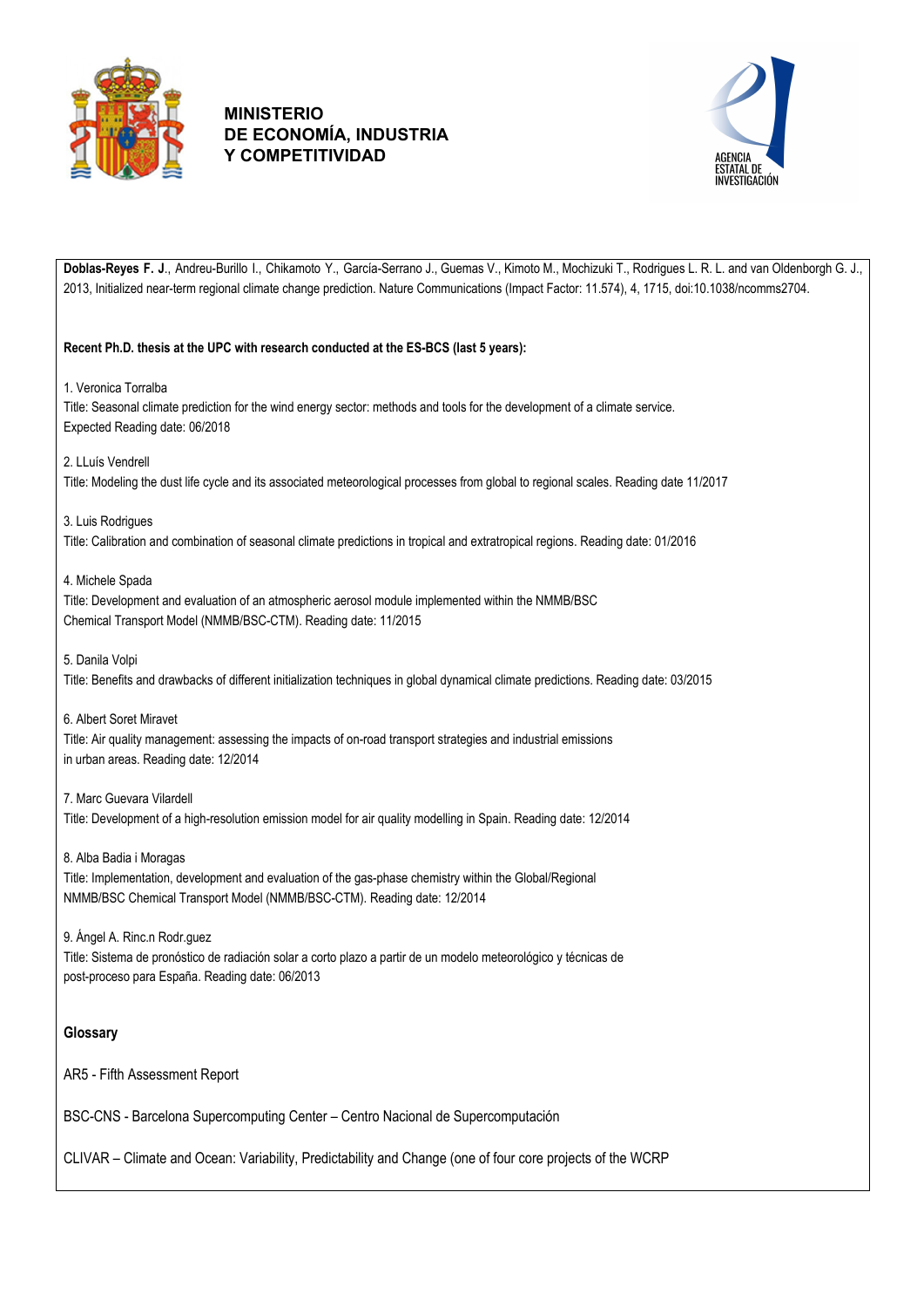**Doblas-Reyes F. J**., Andreu-Burillo I., Chikamoto Y., García-Serrano J., Guemas V., Kimoto M., Mochizuki T., Rodrigues L. R. L. and van Oldenborgh G. J., 2013, Initialized near-term regional climate change prediction. Nature Communications (Impact Factor: 11.574), 4, 1715, doi:10.1038/ncomms2704.

**Recent Ph.D. thesis at the UPC with research conducted at the ES-BCS (last 5 years):**

1. Veronica Torralba
Title: Seasonal climate prediction for the wind energy sector: methods and tools for the development of a climate service.
Expected Reading date: 06/2018

2. LLuís Vendrell
Title: Modeling the dust life cycle and its associated meteorological processes from global to regional scales. Reading date 11/2017

3. Luis Rodrigues
Title: Calibration and combination of seasonal climate predictions in tropical and extratropical regions. Reading date: 01/2016

4. Michele Spada
Title: Development and evaluation of an atmospheric aerosol module implemented within the NMMB/BSC Chemical Transport Model (NMMB/BSC-CTM). Reading date: 11/2015

5. Danila Volpi
Title: Benefits and drawbacks of different initialization techniques in global dynamical climate predictions. Reading date: 03/2015

6. Albert Soret Miravet
Title: Air quality management: assessing the impacts of on-road transport strategies and industrial emissions in urban areas. Reading date: 12/2014

7. Marc Guevara Vilardell
Title: Development of a high-resolution emission model for air quality modelling in Spain. Reading date: 12/2014

8. Alba Badia i Moragas
Title: Implementation, development and evaluation of the gas-phase chemistry within the Global/Regional NMMB/BSC Chemical Transport Model (NMMB/BSC-CTM). Reading date: 12/2014

9. Ángel A. Rinc.n Rodr.guez
Title: Sistema de pronóstico de radiación solar a corto plazo a partir de un modelo meteorológico y técnicas de post-proceso para España. Reading date: 06/2013

**Glossary**

AR5 - Fifth Assessment Report

BSC-CNS - Barcelona Supercomputing Center – Centro Nacional de Supercomputación

CLIVAR – Climate and Ocean: Variability, Predictability and Change (one of four core projects of the WCRP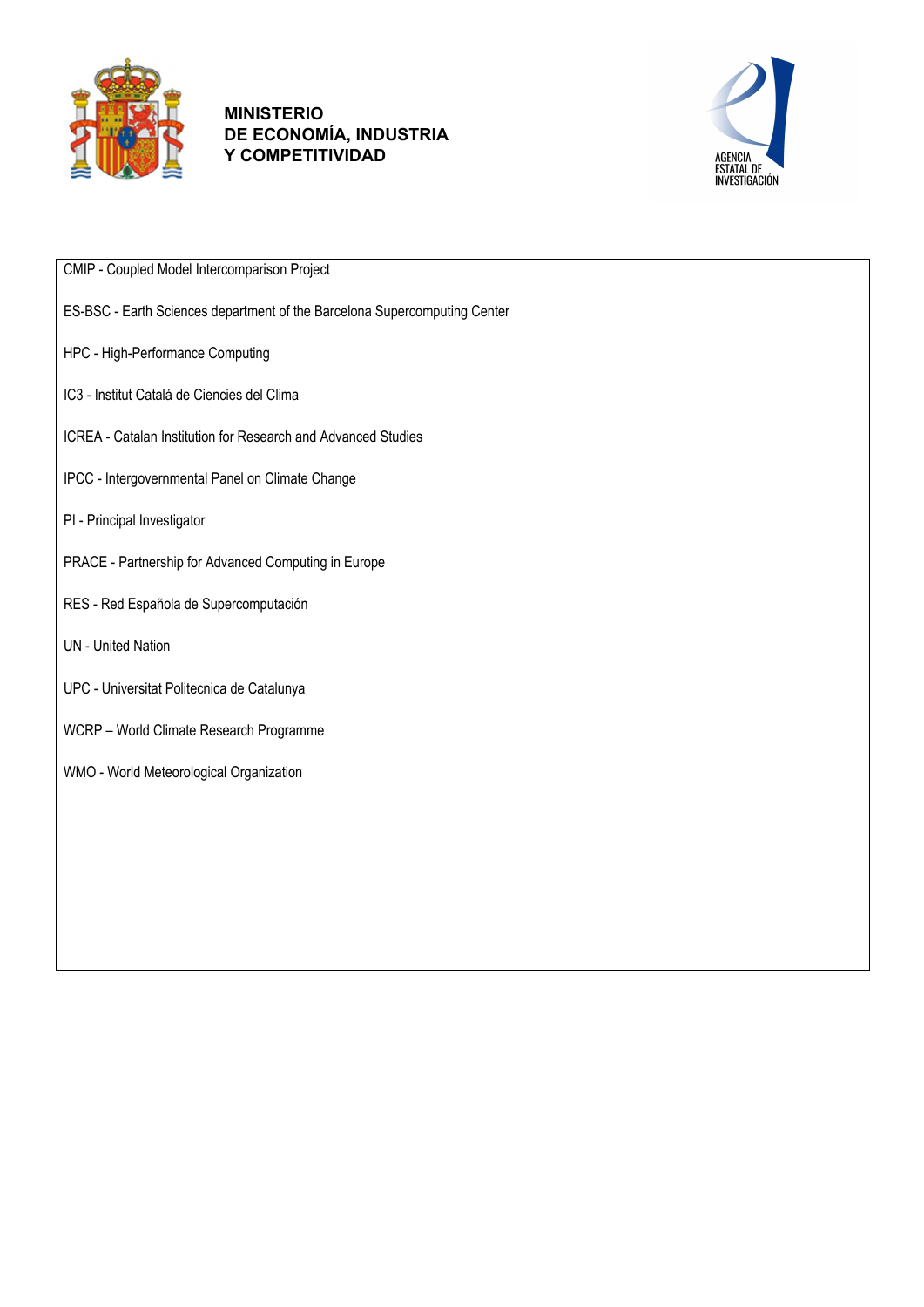MINISTERIO
DE ECONOMÍA, INDUSTRIA
Y COMPETITIVIDAD

AGENCIA
ESTATAL DE
INVESTIGACIÓN

CMIP - Coupled Model Intercomparison Project

ES-BSC - Earth Sciences department of the Barcelona Supercomputing Center

HPC - High-Performance Computing

IC3 - Institut Catalá de Ciencies del Clima

ICREA - Catalan Institution for Research and Advanced Studies

IPCC - Intergovernmental Panel on Climate Change

PI - Principal Investigator

PRACE - Partnership for Advanced Computing in Europe

RES - Red Española de Supercomputación

UN - United Nation

UPC - Universitat Politecnica de Catalunya

WCRP – World Climate Research Programme

WMO - World Meteorological Organization